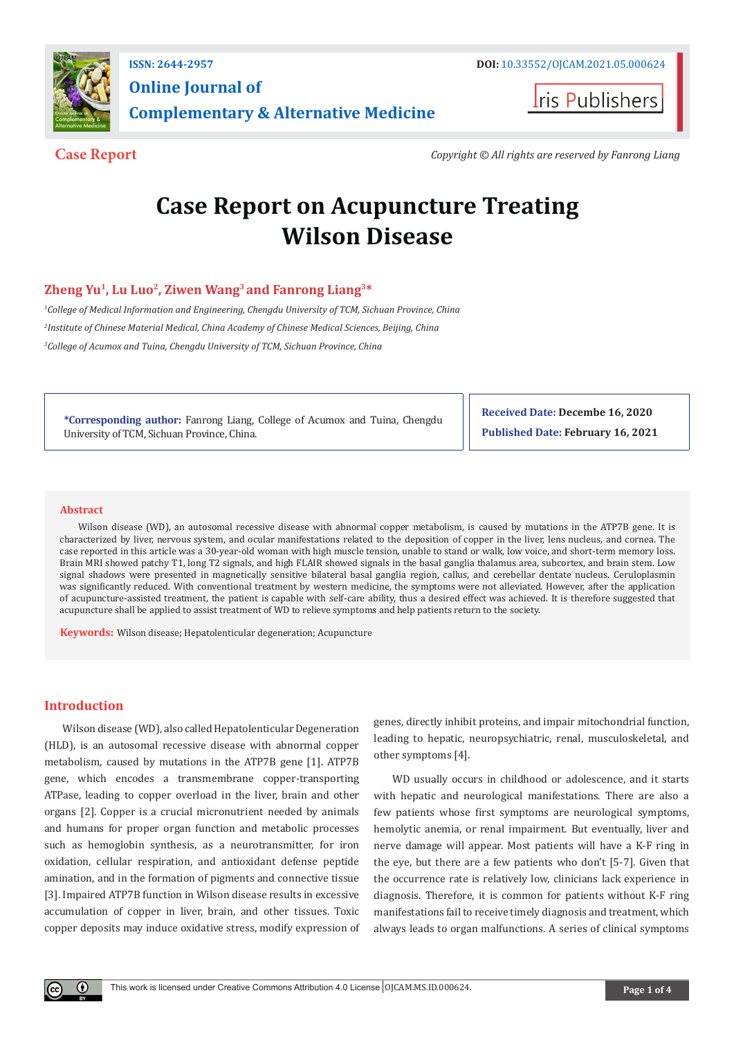Case Report

Copyright © All rights are reserved by Fanrong Liang

# Case Report on Acupuncture Treating Wilson Disease

**Zheng Yu[1], Lu Luo[2], Ziwen Wang[3] and Fanrong Liang[3]***

[1]*College of Medical Information and Engineering, Chengdu University of TCM, Sichuan Province, China*

[2]*Institute of Chinese Material Medical, China Academy of Chinese Medical Sciences, Beijing, China*

[3]*College of Acumox and Tuina, Chengdu University of TCM, Sichuan Province, China*

***Corresponding author:** Fanrong Liang, College of Acumox and Tuina, Chengdu University of TCM, Sichuan Province, China.

**Received Date:** Decembe 16, 2020

**Published Date:** February 16, 2021

## Abstract

Wilson disease (WD), an autosomal recessive disease with abnormal copper metabolism, is caused by mutations in the ATP7B gene. It is characterized by liver, nervous system, and ocular manifestations related to the deposition of copper in the liver, lens nucleus, and cornea. The case reported in this article was a 30-year-old woman with high muscle tension, unable to stand or walk, low voice, and short-term memory loss. Brain MRI showed patchy T1, long T2 signals, and high FLAIR showed signals in the basal ganglia thalamus area, subcortex, and brain stem. Low signal shadows were presented in magnetically sensitive bilateral basal ganglia region, callus, and cerebellar dentate nucleus. Ceruloplasmin was significantly reduced. With conventional treatment by western medicine, the symptoms were not alleviated. However, after the application of acupuncture-assisted treatment, the patient is capable with self-care ability, thus a desired effect was achieved. It is therefore suggested that acupuncture shall be applied to assist treatment of WD to relieve symptoms and help patients return to the society.

**Keywords:** Wilson disease; Hepatolenticular degeneration; Acupuncture

## Introduction

Wilson disease (WD), also called Hepatolenticular Degeneration (HLD), is an autosomal recessive disease with abnormal copper metabolism, caused by mutations in the ATP7B gene [1]. ATP7B gene, which encodes a transmembrane copper-transporting ATPase, leading to copper overload in the liver, brain and other organs [2]. Copper is a crucial micronutrient needed by animals and humans for proper organ function and metabolic processes such as hemoglobin synthesis, as a neurotransmitter, for iron oxidation, cellular respiration, and antioxidant defense peptide amination, and in the formation of pigments and connective tissue [3]. Impaired ATP7B function in Wilson disease results in excessive accumulation of copper in liver, brain, and other tissues. Toxic copper deposits may induce oxidative stress, modify expression of genes, directly inhibit proteins, and impair mitochondrial function, leading to hepatic, neuropsychiatric, renal, musculoskeletal, and other symptoms [4].

WD usually occurs in childhood or adolescence, and it starts with hepatic and neurological manifestations. There are also a few patients whose first symptoms are neurological symptoms, hemolytic anemia, or renal impairment. But eventually, liver and nerve damage will appear. Most patients will have a K-F ring in the eye, but there are a few patients who don't [5-7]. Given that the occurrence rate is relatively low, clinicians lack experience in diagnosis. Therefore, it is common for patients without K-F ring manifestations fail to receive timely diagnosis and treatment, which always leads to organ malfunctions. A series of clinical symptoms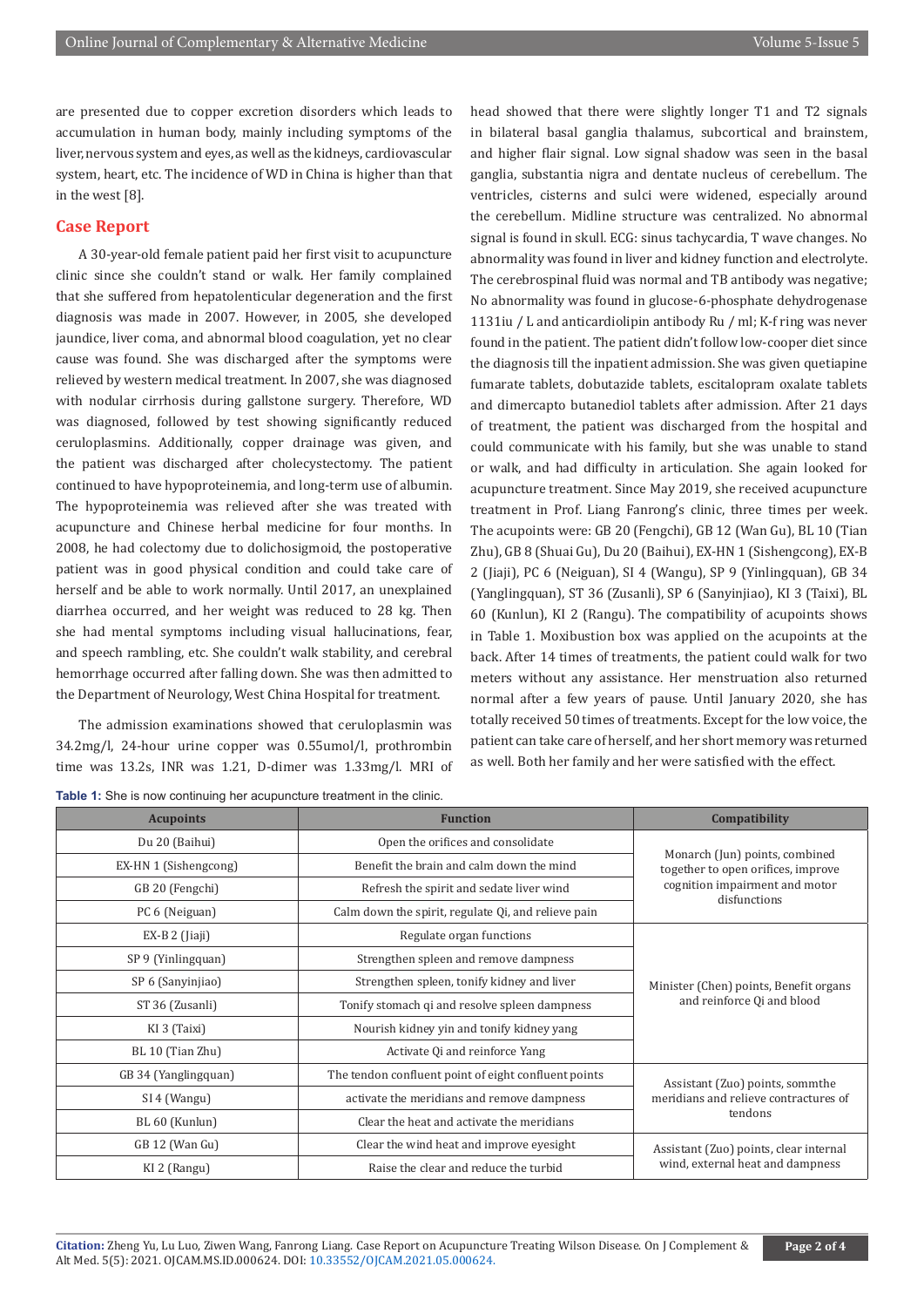are presented due to copper excretion disorders which leads to accumulation in human body, mainly including symptoms of the liver, nervous system and eyes, as well as the kidneys, cardiovascular system, heart, etc. The incidence of WD in China is higher than that in the west [8].

## Case Report

A 30-year-old female patient paid her first visit to acupuncture clinic since she couldn't stand or walk. Her family complained that she suffered from hepatolenticular degeneration and the first diagnosis was made in 2007. However, in 2005, she developed jaundice, liver coma, and abnormal blood coagulation, yet no clear cause was found. She was discharged after the symptoms were relieved by western medical treatment. In 2007, she was diagnosed with nodular cirrhosis during gallstone surgery. Therefore, WD was diagnosed, followed by test showing significantly reduced ceruloplasmins. Additionally, copper drainage was given, and the patient was discharged after cholecystectomy. The patient continued to have hypoproteinemia, and long-term use of albumin. The hypoproteinemia was relieved after she was treated with acupuncture and Chinese herbal medicine for four months. In 2008, he had colectomy due to dolichosigmoid, the postoperative patient was in good physical condition and could take care of herself and be able to work normally. Until 2017, an unexplained diarrhea occurred, and her weight was reduced to 28 kg. Then she had mental symptoms including visual hallucinations, fear, and speech rambling, etc. She couldn't walk stability, and cerebral hemorrhage occurred after falling down. She was then admitted to the Department of Neurology, West China Hospital for treatment.

The admission examinations showed that ceruloplasmin was 34.2mg/l, 24-hour urine copper was 0.55umol/l, prothrombin time was 13.2s, INR was 1.21, D-dimer was 1.33mg/l. MRI of head showed that there were slightly longer T1 and T2 signals in bilateral basal ganglia thalamus, subcortical and brainstem, and higher flair signal. Low signal shadow was seen in the basal ganglia, substantia nigra and dentate nucleus of cerebellum. The ventricles, cisterns and sulci were widened, especially around the cerebellum. Midline structure was centralized. No abnormal signal is found in skull. ECG: sinus tachycardia, T wave changes. No abnormality was found in liver and kidney function and electrolyte. The cerebrospinal fluid was normal and TB antibody was negative; No abnormality was found in glucose-6-phosphate dehydrogenase 1131iu / L and anticardiolipin antibody Ru / ml; K-f ring was never found in the patient. The patient didn't follow low-cooper diet since the diagnosis till the inpatient admission. She was given quetiapine fumarate tablets, dobutazide tablets, escitalopram oxalate tablets and dimercapto butanediol tablets after admission. After 21 days of treatment, the patient was discharged from the hospital and could communicate with his family, but she was unable to stand or walk, and had difficulty in articulation. She again looked for acupuncture treatment. Since May 2019, she received acupuncture treatment in Prof. Liang Fanrong's clinic, three times per week. The acupoints were: GB 20 (Fengchi), GB 12 (Wan Gu), BL 10 (Tian Zhu), GB 8 (Shuai Gu), Du 20 (Baihui), EX-HN 1 (Sishengcong), EX-B 2 (Jiaji), PC 6 (Neiguan), SI 4 (Wangu), SP 9 (Yinlingquan), GB 34 (Yanglingquan), ST 36 (Zusanli), SP 6 (Sanyinjiao), KI 3 (Taixi), BL 60 (Kunlun), KI 2 (Rangu). The compatibility of acupoints shows in Table 1. Moxibustion box was applied on the acupoints at the back. After 14 times of treatments, the patient could walk for two meters without any assistance. Her menstruation also returned normal after a few years of pause. Until January 2020, she has totally received 50 times of treatments. Except for the low voice, the patient can take care of herself, and her short memory was returned as well. Both her family and her were satisfied with the effect.

**Table 1:** She is now continuing her acupuncture treatment in the clinic.

| Acupoints | Function | Compatibility |
|---|---|---|
| Du 20 (Baihui) | Open the orifices and consolidate | Monarch (Jun) points, combined together to open orifices, improve cognition impairment and motor disfunctions |
| EX-HN 1 (Sishengcong) | Benefit the brain and calm down the mind | |
| GB 20 (Fengchi) | Refresh the spirit and sedate liver wind | |
| PC 6 (Neiguan) | Calm down the spirit, regulate Qi, and relieve pain | |
| EX-B 2 (Jiaji) | Regulate organ functions | Minister (Chen) points, Benefit organs and reinforce Qi and blood |
| SP 9 (Yinlingquan) | Strengthen spleen and remove dampness | |
| SP 6 (Sanyinjiao) | Strengthen spleen, tonify kidney and liver | |
| ST 36 (Zusanli) | Tonify stomach qi and resolve spleen dampness | |
| KI 3 (Taixi) | Nourish kidney yin and tonify kidney yang | |
| BL 10 (Tian Zhu) | Activate Qi and reinforce Yang | |
| GB 34 (Yanglingquan) | The tendon confluent point of eight confluent points | Assistant (Zuo) points, sommthe meridians and relieve contractures of tendons |
| SI 4 (Wangu) | activate the meridians and remove dampness | |
| BL 60 (Kunlun) | Clear the heat and activate the meridians | |
| GB 12 (Wan Gu) | Clear the wind heat and improve eyesight | Assistant (Zuo) points, clear internal wind, external heat and dampness |
| KI 2 (Rangu) | Raise the clear and reduce the turbid | |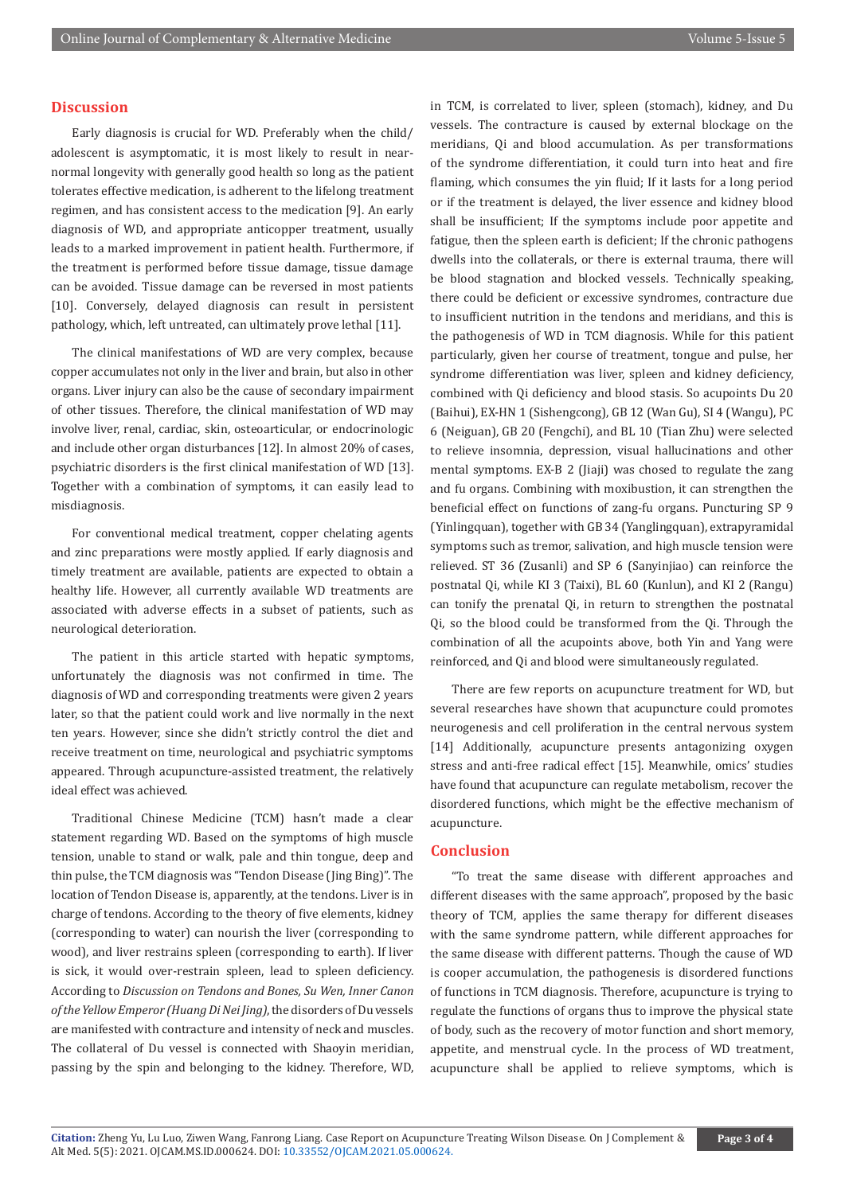## Discussion

Early diagnosis is crucial for WD. Preferably when the child/adolescent is asymptomatic, it is most likely to result in near-normal longevity with generally good health so long as the patient tolerates effective medication, is adherent to the lifelong treatment regimen, and has consistent access to the medication [9]. An early diagnosis of WD, and appropriate anticopper treatment, usually leads to a marked improvement in patient health. Furthermore, if the treatment is performed before tissue damage, tissue damage can be avoided. Tissue damage can be reversed in most patients [10]. Conversely, delayed diagnosis can result in persistent pathology, which, left untreated, can ultimately prove lethal [11].

The clinical manifestations of WD are very complex, because copper accumulates not only in the liver and brain, but also in other organs. Liver injury can also be the cause of secondary impairment of other tissues. Therefore, the clinical manifestation of WD may involve liver, renal, cardiac, skin, osteoarticular, or endocrinologic and include other organ disturbances [12]. In almost 20% of cases, psychiatric disorders is the first clinical manifestation of WD [13]. Together with a combination of symptoms, it can easily lead to misdiagnosis.

For conventional medical treatment, copper chelating agents and zinc preparations were mostly applied. If early diagnosis and timely treatment are available, patients are expected to obtain a healthy life. However, all currently available WD treatments are associated with adverse effects in a subset of patients, such as neurological deterioration.

The patient in this article started with hepatic symptoms, unfortunately the diagnosis was not confirmed in time. The diagnosis of WD and corresponding treatments were given 2 years later, so that the patient could work and live normally in the next ten years. However, since she didn't strictly control the diet and receive treatment on time, neurological and psychiatric symptoms appeared. Through acupuncture-assisted treatment, the relatively ideal effect was achieved.

Traditional Chinese Medicine (TCM) hasn't made a clear statement regarding WD. Based on the symptoms of high muscle tension, unable to stand or walk, pale and thin tongue, deep and thin pulse, the TCM diagnosis was "Tendon Disease (Jing Bing)". The location of Tendon Disease is, apparently, at the tendons. Liver is in charge of tendons. According to the theory of five elements, kidney (corresponding to water) can nourish the liver (corresponding to wood), and liver restrains spleen (corresponding to earth). If liver is sick, it would over-restrain spleen, lead to spleen deficiency. According to *Discussion on Tendons and Bones, Su Wen, Inner Canon of the Yellow Emperor (Huang Di Nei Jing)*, the disorders of Du vessels are manifested with contracture and intensity of neck and muscles. The collateral of Du vessel is connected with Shaoyin meridian, passing by the spin and belonging to the kidney. Therefore, WD, in TCM, is correlated to liver, spleen (stomach), kidney, and Du vessels. The contracture is caused by external blockage on the meridians, Qi and blood accumulation. As per transformations of the syndrome differentiation, it could turn into heat and fire flaming, which consumes the yin fluid; If it lasts for a long period or if the treatment is delayed, the liver essence and kidney blood shall be insufficient; If the symptoms include poor appetite and fatigue, then the spleen earth is deficient; If the chronic pathogens dwells into the collaterals, or there is external trauma, there will be blood stagnation and blocked vessels. Technically speaking, there could be deficient or excessive syndromes, contracture due to insufficient nutrition in the tendons and meridians, and this is the pathogenesis of WD in TCM diagnosis. While for this patient particularly, given her course of treatment, tongue and pulse, her syndrome differentiation was liver, spleen and kidney deficiency, combined with Qi deficiency and blood stasis. So acupoints Du 20 (Baihui), EX-HN 1 (Sishengcong), GB 12 (Wan Gu), SI 4 (Wangu), PC 6 (Neiguan), GB 20 (Fengchi), and BL 10 (Tian Zhu) were selected to relieve insomnia, depression, visual hallucinations and other mental symptoms. EX-B 2 (Jiaji) was chosed to regulate the zang and fu organs. Combining with moxibustion, it can strengthen the beneficial effect on functions of zang-fu organs. Puncturing SP 9 (Yinlingquan), together with GB 34 (Yanglingquan), extrapyramidal symptoms such as tremor, salivation, and high muscle tension were relieved. ST 36 (Zusanli) and SP 6 (Sanyinjiao) can reinforce the postnatal Qi, while KI 3 (Taixi), BL 60 (Kunlun), and KI 2 (Rangu) can tonify the prenatal Qi, in return to strengthen the postnatal Qi, so the blood could be transformed from the Qi. Through the combination of all the acupoints above, both Yin and Yang were reinforced, and Qi and blood were simultaneously regulated.

There are few reports on acupuncture treatment for WD, but several researches have shown that acupuncture could promotes neurogenesis and cell proliferation in the central nervous system [14] Additionally, acupuncture presents antagonizing oxygen stress and anti-free radical effect [15]. Meanwhile, omics' studies have found that acupuncture can regulate metabolism, recover the disordered functions, which might be the effective mechanism of acupuncture.

## Conclusion

"To treat the same disease with different approaches and different diseases with the same approach", proposed by the basic theory of TCM, applies the same therapy for different diseases with the same syndrome pattern, while different approaches for the same disease with different patterns. Though the cause of WD is cooper accumulation, the pathogenesis is disordered functions of functions in TCM diagnosis. Therefore, acupuncture is trying to regulate the functions of organs thus to improve the physical state of body, such as the recovery of motor function and short memory, appetite, and menstrual cycle. In the process of WD treatment, acupuncture shall be applied to relieve symptoms, which is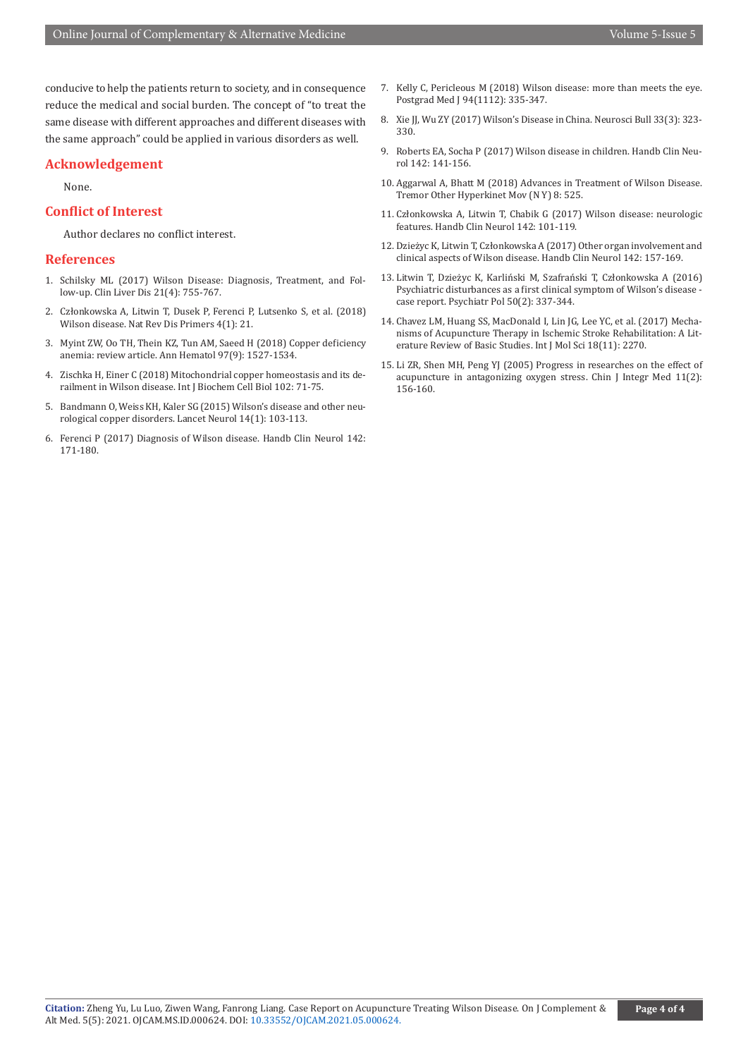conducive to help the patients return to society, and in consequence reduce the medical and social burden. The concept of "to treat the same disease with different approaches and different diseases with the same approach" could be applied in various disorders as well.

## Acknowledgement

None.

## Conflict of Interest

Author declares no conflict interest.

## References

1. Schilsky ML (2017) Wilson Disease: Diagnosis, Treatment, and Follow-up. Clin Liver Dis 21(4): 755-767.
2. Członkowska A, Litwin T, Dusek P, Ferenci P, Lutsenko S, et al. (2018) Wilson disease. Nat Rev Dis Primers 4(1): 21.
3. Myint ZW, Oo TH, Thein KZ, Tun AM, Saeed H (2018) Copper deficiency anemia: review article. Ann Hematol 97(9): 1527-1534.
4. Zischka H, Einer C (2018) Mitochondrial copper homeostasis and its derailment in Wilson disease. Int J Biochem Cell Biol 102: 71-75.
5. Bandmann O, Weiss KH, Kaler SG (2015) Wilson's disease and other neurological copper disorders. Lancet Neurol 14(1): 103-113.
6. Ferenci P (2017) Diagnosis of Wilson disease. Handb Clin Neurol 142: 171-180.
7. Kelly C, Pericleous M (2018) Wilson disease: more than meets the eye. Postgrad Med J 94(1112): 335-347.
8. Xie JJ, Wu ZY (2017) Wilson's Disease in China. Neurosci Bull 33(3): 323-330.
9. Roberts EA, Socha P (2017) Wilson disease in children. Handb Clin Neurol 142: 141-156.
10. Aggarwal A, Bhatt M (2018) Advances in Treatment of Wilson Disease. Tremor Other Hyperkinet Mov (N Y) 8: 525.
11. Członkowska A, Litwin T, Chabik G (2017) Wilson disease: neurologic features. Handb Clin Neurol 142: 101-119.
12. Dzieżyc K, Litwin T, Członkowska A (2017) Other organ involvement and clinical aspects of Wilson disease. Handb Clin Neurol 142: 157-169.
13. Litwin T, Dzieżyc K, Karliński M, Szafrański T, Członkowska A (2016) Psychiatric disturbances as a first clinical symptom of Wilson's disease - case report. Psychiatr Pol 50(2): 337-344.
14. Chavez LM, Huang SS, MacDonald I, Lin JG, Lee YC, et al. (2017) Mechanisms of Acupuncture Therapy in Ischemic Stroke Rehabilitation: A Literature Review of Basic Studies. Int J Mol Sci 18(11): 2270.
15. Li ZR, Shen MH, Peng YJ (2005) Progress in researches on the effect of acupuncture in antagonizing oxygen stress. Chin J Integr Med 11(2): 156-160.

**Citation:** Zheng Yu, Lu Luo, Ziwen Wang, Fanrong Liang. Case Report on Acupuncture Treating Wilson Disease. On J Complement & Alt Med. 5(5): 2021. OJCAM.MS.ID.000624. DOI: 10.33552/OJCAM.2021.05.000624.